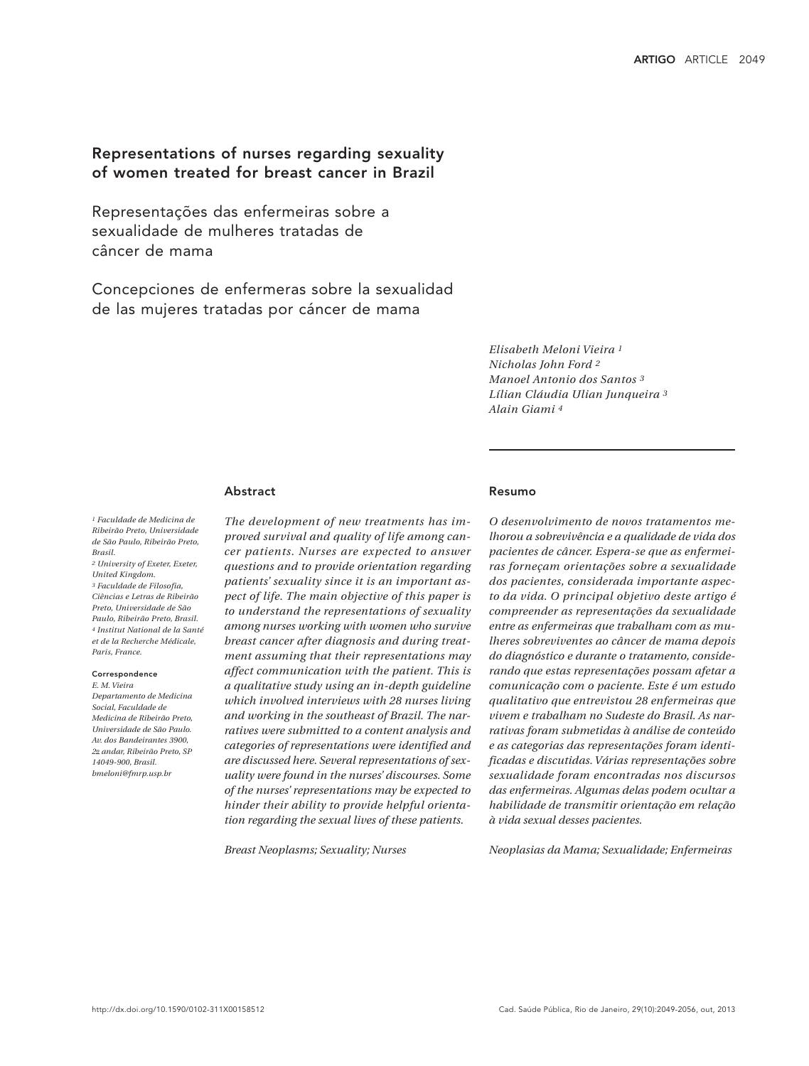# Representations of nurses regarding sexuality of women treated for breast cancer in Brazil

## Representações das enfermeiras sobre a sexualidade de mulheres tratadas de câncer de mama

## Concepciones de enfermeras sobre la sexualidad de las mujeres tratadas por cáncer de mama

*Elisabeth Meloni Vieira* [1]
*Nicholas John Ford* [2]
*Manoel Antonio dos Santos* [3]
*Lílian Cláudia Ulian Junqueira* [3]
*Alain Giami* [4]

[1] Faculdade de Medicina de Ribeirão Preto, Universidade de São Paulo, Ribeirão Preto, Brasil.
[2] University of Exeter, Exeter, United Kingdom.
[3] Faculdade de Filosofia, Ciências e Letras de Ribeirão Preto, Universidade de São Paulo, Ribeirão Preto, Brasil.
[4] Institut National de la Santé et de la Recherche Médicale, Paris, France.

**Correspondence**
E. M. Vieira
Departamento de Medicina Social, Faculdade de Medicina de Ribeirão Preto, Universidade de São Paulo.
Av. dos Bandeirantes 3900, 2º andar, Ribeirão Preto, SP 14049-900, Brasil.
bmeloni@fmrp.usp.br

### Abstract

*The development of new treatments has improved survival and quality of life among cancer patients. Nurses are expected to answer questions and to provide orientation regarding patients' sexuality since it is an important aspect of life. The main objective of this paper is to understand the representations of sexuality among nurses working with women who survive breast cancer after diagnosis and during treatment assuming that their representations may affect communication with the patient. This is a qualitative study using an in-depth guideline which involved interviews with 28 nurses living and working in the southeast of Brazil. The narratives were submitted to a content analysis and categories of representations were identified and are discussed here. Several representations of sexuality were found in the nurses' discourses. Some of the nurses' representations may be expected to hinder their ability to provide helpful orientation regarding the sexual lives of these patients.*

*Breast Neoplasms; Sexuality; Nurses*

### Resumo

*O desenvolvimento de novos tratamentos melhorou a sobrevivência e a qualidade de vida dos pacientes de câncer. Espera-se que as enfermeiras forneçam orientações sobre a sexualidade dos pacientes, considerada importante aspecto da vida. O principal objetivo deste artigo é compreender as representações da sexualidade entre as enfermeiras que trabalham com as mulheres sobreviventes ao câncer de mama depois do diagnóstico e durante o tratamento, considerando que estas representações possam afetar a comunicação com o paciente. Este é um estudo qualitativo que entrevistou 28 enfermeiras que vivem e trabalham no Sudeste do Brasil. As narrativas foram submetidas à análise de conteúdo e as categorias das representações foram identificadas e discutidas. Várias representações sobre sexualidade foram encontradas nos discursos das enfermeiras. Algumas delas podem ocultar a habilidade de transmitir orientação em relação à vida sexual desses pacientes.*

*Neoplasias da Mama; Sexualidade; Enfermeiras*

http://dx.doi.org/10.1590/0102-311X00158512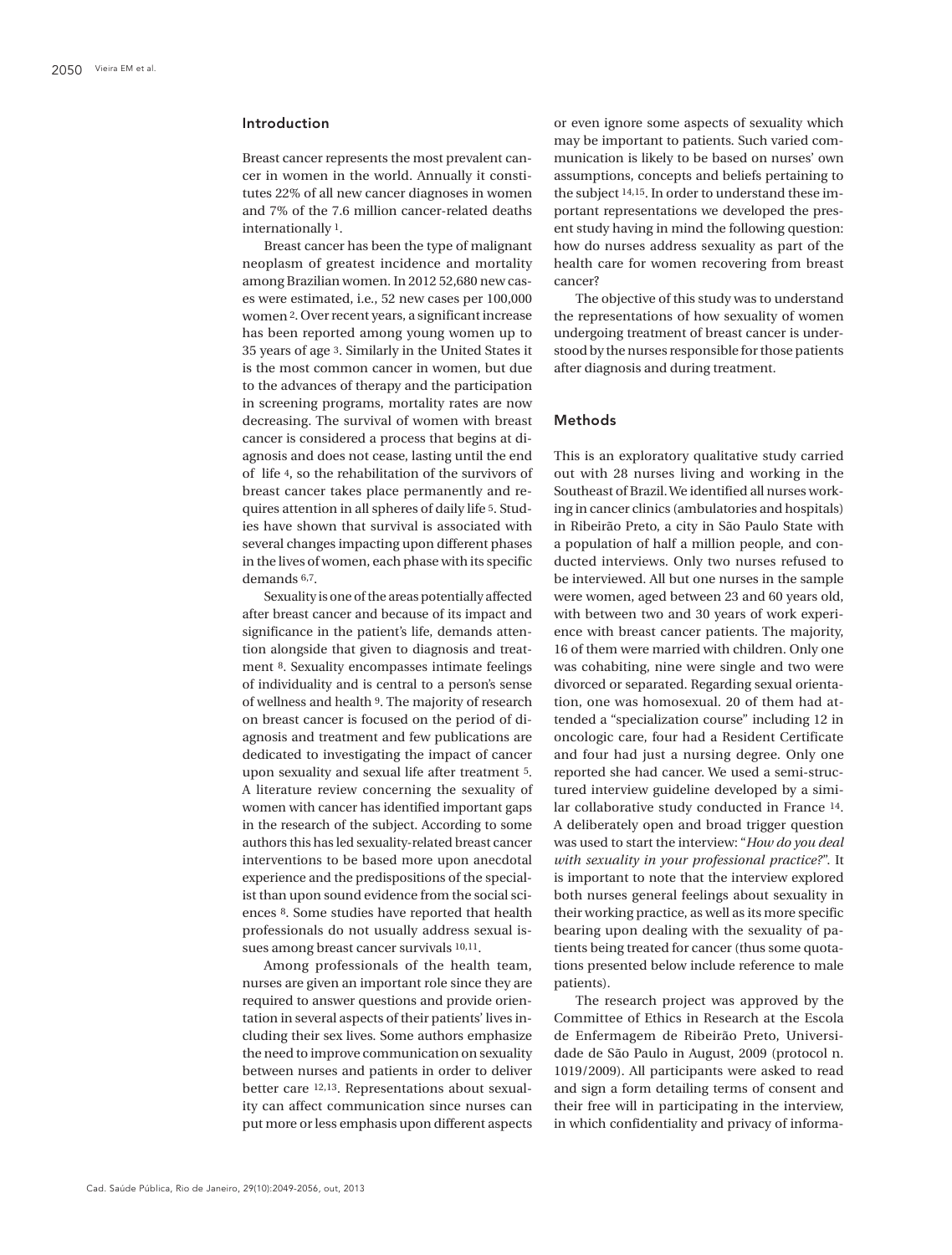## Introduction

Breast cancer represents the most prevalent cancer in women in the world. Annually it constitutes 22% of all new cancer diagnoses in women and 7% of the 7.6 million cancer-related deaths internationally [1].

Breast cancer has been the type of malignant neoplasm of greatest incidence and mortality among Brazilian women. In 2012 52,680 new cases were estimated, i.e., 52 new cases per 100,000 women [2]. Over recent years, a significant increase has been reported among young women up to 35 years of age [3]. Similarly in the United States it is the most common cancer in women, but due to the advances of therapy and the participation in screening programs, mortality rates are now decreasing. The survival of women with breast cancer is considered a process that begins at diagnosis and does not cease, lasting until the end of life [4], so the rehabilitation of the survivors of breast cancer takes place permanently and requires attention in all spheres of daily life [5]. Studies have shown that survival is associated with several changes impacting upon different phases in the lives of women, each phase with its specific demands [6,7].

Sexuality is one of the areas potentially affected after breast cancer and because of its impact and significance in the patient's life, demands attention alongside that given to diagnosis and treatment [8]. Sexuality encompasses intimate feelings of individuality and is central to a person's sense of wellness and health [9]. The majority of research on breast cancer is focused on the period of diagnosis and treatment and few publications are dedicated to investigating the impact of cancer upon sexuality and sexual life after treatment [5]. A literature review concerning the sexuality of women with cancer has identified important gaps in the research of the subject. According to some authors this has led sexuality-related breast cancer interventions to be based more upon anecdotal experience and the predispositions of the specialist than upon sound evidence from the social sciences [8]. Some studies have reported that health professionals do not usually address sexual issues among breast cancer survivals [10,11].

Among professionals of the health team, nurses are given an important role since they are required to answer questions and provide orientation in several aspects of their patients' lives including their sex lives. Some authors emphasize the need to improve communication on sexuality between nurses and patients in order to deliver better care [12,13]. Representations about sexuality can affect communication since nurses can put more or less emphasis upon different aspects or even ignore some aspects of sexuality which may be important to patients. Such varied communication is likely to be based on nurses' own assumptions, concepts and beliefs pertaining to the subject [14,15]. In order to understand these important representations we developed the present study having in mind the following question: how do nurses address sexuality as part of the health care for women recovering from breast cancer?

The objective of this study was to understand the representations of how sexuality of women undergoing treatment of breast cancer is understood by the nurses responsible for those patients after diagnosis and during treatment.

## Methods

This is an exploratory qualitative study carried out with 28 nurses living and working in the Southeast of Brazil. We identified all nurses working in cancer clinics (ambulatories and hospitals) in Ribeirão Preto, a city in São Paulo State with a population of half a million people, and conducted interviews. Only two nurses refused to be interviewed. All but one nurses in the sample were women, aged between 23 and 60 years old, with between two and 30 years of work experience with breast cancer patients. The majority, 16 of them were married with children. Only one was cohabiting, nine were single and two were divorced or separated. Regarding sexual orientation, one was homosexual. 20 of them had attended a "specialization course" including 12 in oncologic care, four had a Resident Certificate and four had just a nursing degree. Only one reported she had cancer. We used a semi-structured interview guideline developed by a similar collaborative study conducted in France [14]. A deliberately open and broad trigger question was used to start the interview: "*How do you deal with sexuality in your professional practice?*". It is important to note that the interview explored both nurses general feelings about sexuality in their working practice, as well as its more specific bearing upon dealing with the sexuality of patients being treated for cancer (thus some quotations presented below include reference to male patients).

The research project was approved by the Committee of Ethics in Research at the Escola de Enfermagem de Ribeirão Preto, Universidade de São Paulo in August, 2009 (protocol n. 1019/2009). All participants were asked to read and sign a form detailing terms of consent and their free will in participating in the interview, in which confidentiality and privacy of informa-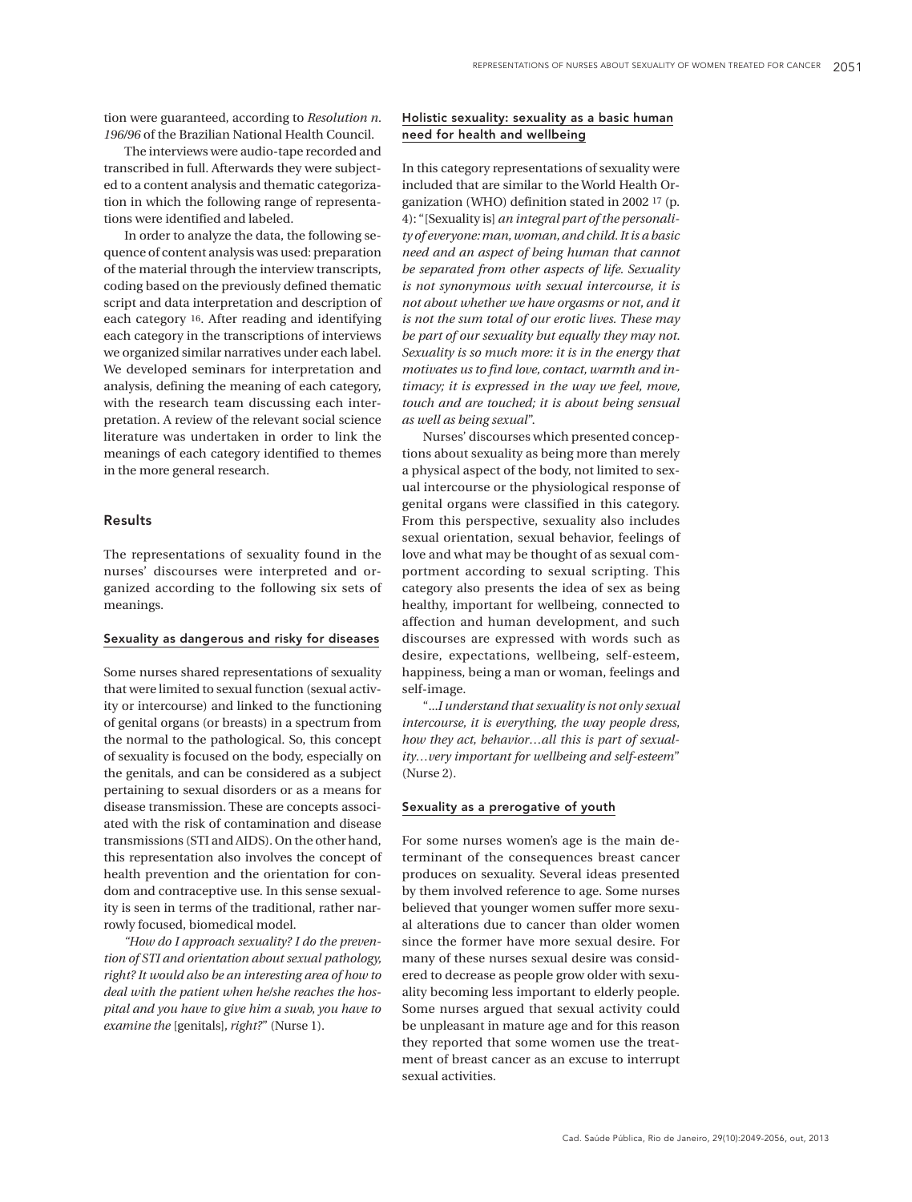tion were guaranteed, according to *Resolution n. 196/96* of the Brazilian National Health Council.

The interviews were audio-tape recorded and transcribed in full. Afterwards they were subjected to a content analysis and thematic categorization in which the following range of representations were identified and labeled.

In order to analyze the data, the following sequence of content analysis was used: preparation of the material through the interview transcripts, coding based on the previously defined thematic script and data interpretation and description of each category [16]. After reading and identifying each category in the transcriptions of interviews we organized similar narratives under each label. We developed seminars for interpretation and analysis, defining the meaning of each category, with the research team discussing each interpretation. A review of the relevant social science literature was undertaken in order to link the meanings of each category identified to themes in the more general research.

## Results

The representations of sexuality found in the nurses' discourses were interpreted and organized according to the following six sets of meanings.

### Sexuality as dangerous and risky for diseases

Some nurses shared representations of sexuality that were limited to sexual function (sexual activity or intercourse) and linked to the functioning of genital organs (or breasts) in a spectrum from the normal to the pathological. So, this concept of sexuality is focused on the body, especially on the genitals, and can be considered as a subject pertaining to sexual disorders or as a means for disease transmission. These are concepts associated with the risk of contamination and disease transmissions (STI and AIDS). On the other hand, this representation also involves the concept of health prevention and the orientation for condom and contraceptive use. In this sense sexuality is seen in terms of the traditional, rather narrowly focused, biomedical model.

*"How do I approach sexuality? I do the prevention of STI and orientation about sexual pathology, right? It would also be an interesting area of how to deal with the patient when he/she reaches the hospital and you have to give him a swab, you have to examine the* [genitals]*, right?*" (Nurse 1).

### Holistic sexuality: sexuality as a basic human need for health and wellbeing

In this category representations of sexuality were included that are similar to the World Health Organization (WHO) definition stated in 2002 [17] (p. 4): "[Sexuality is] *an integral part of the personality of everyone: man, woman, and child. It is a basic need and an aspect of being human that cannot be separated from other aspects of life. Sexuality is not synonymous with sexual intercourse, it is not about whether we have orgasms or not, and it is not the sum total of our erotic lives. These may be part of our sexuality but equally they may not. Sexuality is so much more: it is in the energy that motivates us to find love, contact, warmth and intimacy; it is expressed in the way we feel, move, touch and are touched; it is about being sensual as well as being sexual*".

Nurses' discourses which presented conceptions about sexuality as being more than merely a physical aspect of the body, not limited to sexual intercourse or the physiological response of genital organs were classified in this category. From this perspective, sexuality also includes sexual orientation, sexual behavior, feelings of love and what may be thought of as sexual comportment according to sexual scripting. This category also presents the idea of sex as being healthy, important for wellbeing, connected to affection and human development, and such discourses are expressed with words such as desire, expectations, wellbeing, self-esteem, happiness, being a man or woman, feelings and self-image.

"*...I understand that sexuality is not only sexual intercourse, it is everything, the way people dress, how they act, behavior…all this is part of sexuality…very important for wellbeing and self-esteem*" (Nurse 2).

### Sexuality as a prerogative of youth

For some nurses women's age is the main determinant of the consequences breast cancer produces on sexuality. Several ideas presented by them involved reference to age. Some nurses believed that younger women suffer more sexual alterations due to cancer than older women since the former have more sexual desire. For many of these nurses sexual desire was considered to decrease as people grow older with sexuality becoming less important to elderly people. Some nurses argued that sexual activity could be unpleasant in mature age and for this reason they reported that some women use the treatment of breast cancer as an excuse to interrupt sexual activities.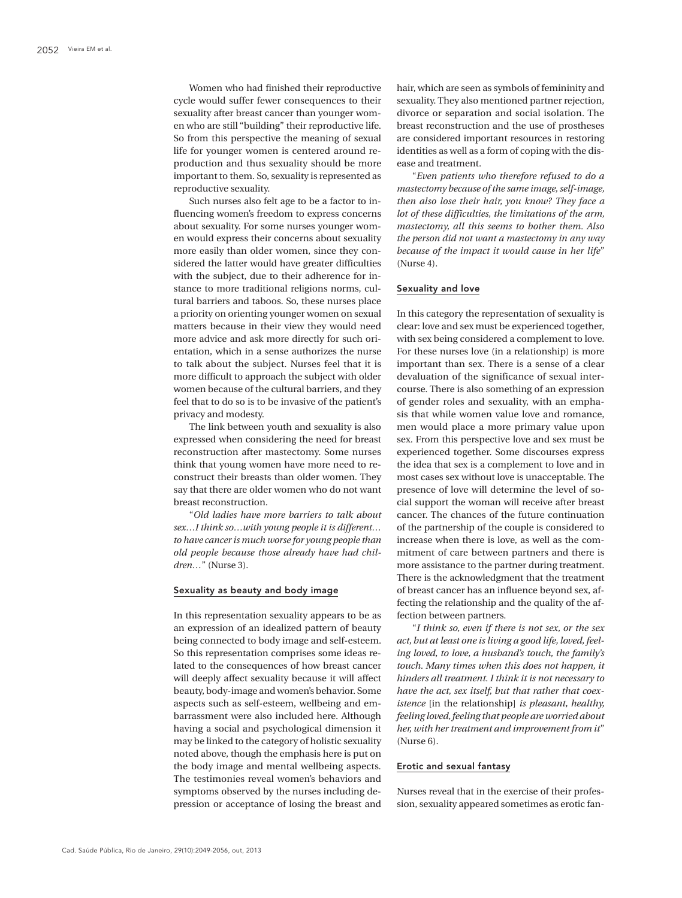Women who had finished their reproductive cycle would suffer fewer consequences to their sexuality after breast cancer than younger women who are still "building" their reproductive life. So from this perspective the meaning of sexual life for younger women is centered around reproduction and thus sexuality should be more important to them. So, sexuality is represented as reproductive sexuality.

Such nurses also felt age to be a factor to influencing women's freedom to express concerns about sexuality. For some nurses younger women would express their concerns about sexuality more easily than older women, since they considered the latter would have greater difficulties with the subject, due to their adherence for instance to more traditional religions norms, cultural barriers and taboos. So, these nurses place a priority on orienting younger women on sexual matters because in their view they would need more advice and ask more directly for such orientation, which in a sense authorizes the nurse to talk about the subject. Nurses feel that it is more difficult to approach the subject with older women because of the cultural barriers, and they feel that to do so is to be invasive of the patient's privacy and modesty.

The link between youth and sexuality is also expressed when considering the need for breast reconstruction after mastectomy. Some nurses think that young women have more need to reconstruct their breasts than older women. They say that there are older women who do not want breast reconstruction.

"*Old ladies have more barriers to talk about sex…I think so…with young people it is different… to have cancer is much worse for young people than old people because those already have had children…*" (Nurse 3).

### Sexuality as beauty and body image

In this representation sexuality appears to be as an expression of an idealized pattern of beauty being connected to body image and self-esteem. So this representation comprises some ideas related to the consequences of how breast cancer will deeply affect sexuality because it will affect beauty, body-image and women's behavior. Some aspects such as self-esteem, wellbeing and embarrassment were also included here. Although having a social and psychological dimension it may be linked to the category of holistic sexuality noted above, though the emphasis here is put on the body image and mental wellbeing aspects. The testimonies reveal women's behaviors and symptoms observed by the nurses including depression or acceptance of losing the breast and hair, which are seen as symbols of femininity and sexuality. They also mentioned partner rejection, divorce or separation and social isolation. The breast reconstruction and the use of prostheses are considered important resources in restoring identities as well as a form of coping with the disease and treatment.

"*Even patients who therefore refused to do a mastectomy because of the same image, self-image, then also lose their hair, you know? They face a lot of these difficulties, the limitations of the arm, mastectomy, all this seems to bother them. Also the person did not want a mastectomy in any way because of the impact it would cause in her life*" (Nurse 4).

### Sexuality and love

In this category the representation of sexuality is clear: love and sex must be experienced together, with sex being considered a complement to love. For these nurses love (in a relationship) is more important than sex. There is a sense of a clear devaluation of the significance of sexual intercourse. There is also something of an expression of gender roles and sexuality, with an emphasis that while women value love and romance, men would place a more primary value upon sex. From this perspective love and sex must be experienced together. Some discourses express the idea that sex is a complement to love and in most cases sex without love is unacceptable. The presence of love will determine the level of social support the woman will receive after breast cancer. The chances of the future continuation of the partnership of the couple is considered to increase when there is love, as well as the commitment of care between partners and there is more assistance to the partner during treatment. There is the acknowledgment that the treatment of breast cancer has an influence beyond sex, affecting the relationship and the quality of the affection between partners.

"*I think so, even if there is not sex, or the sex act, but at least one is living a good life, loved, feeling loved, to love, a husband's touch, the family's touch. Many times when this does not happen, it hinders all treatment. I think it is not necessary to have the act, sex itself, but that rather that coexistence* [in the relationship] *is pleasant, healthy, feeling loved, feeling that people are worried about her, with her treatment and improvement from it*" (Nurse 6).

### Erotic and sexual fantasy

Nurses reveal that in the exercise of their profession, sexuality appeared sometimes as erotic fan-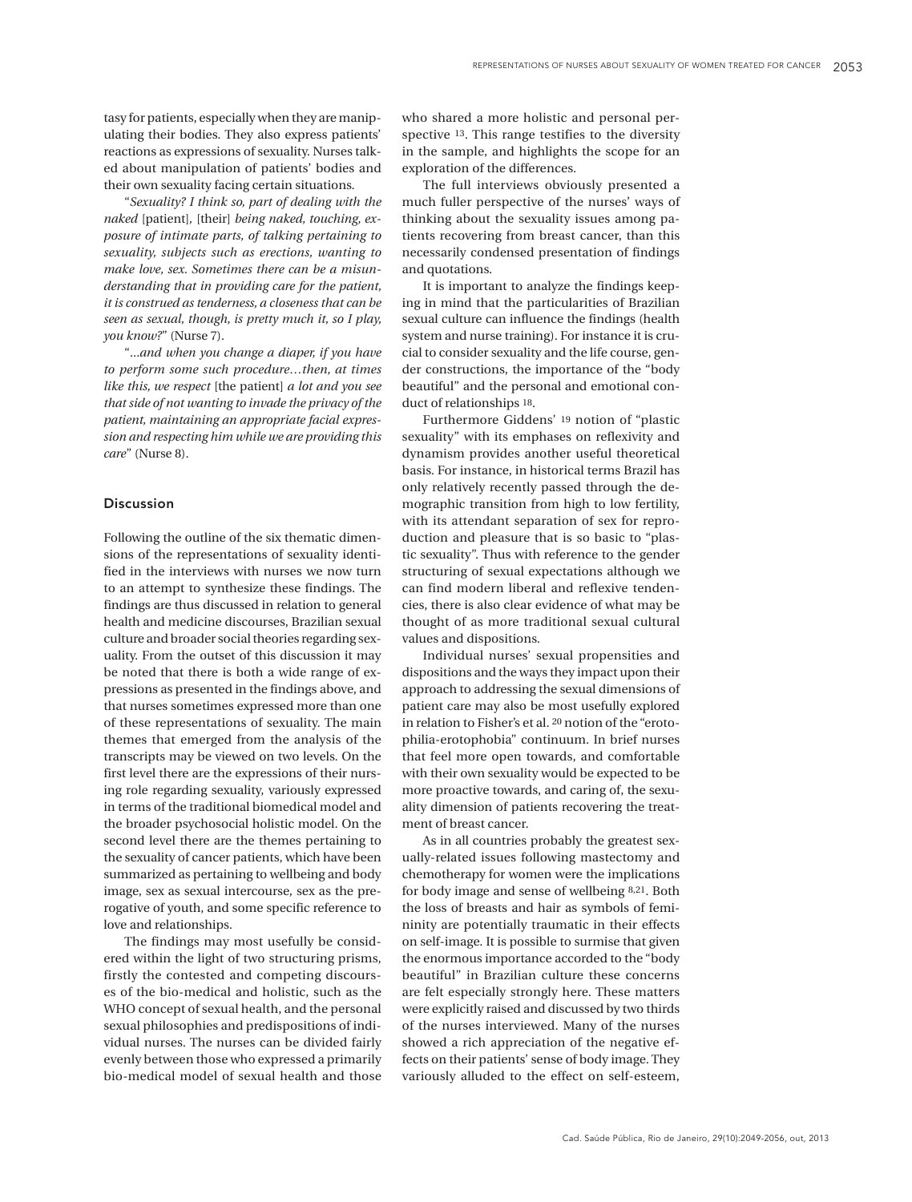tasy for patients, especially when they are manipulating their bodies. They also express patients' reactions as expressions of sexuality. Nurses talked about manipulation of patients' bodies and their own sexuality facing certain situations.

"*Sexuality? I think so, part of dealing with the naked* [patient], [their] *being naked, touching, exposure of intimate parts, of talking pertaining to sexuality, subjects such as erections, wanting to make love, sex. Sometimes there can be a misunderstanding that in providing care for the patient, it is construed as tenderness, a closeness that can be seen as sexual, though, is pretty much it, so I play, you know?*" (Nurse 7).

"*...and when you change a diaper, if you have to perform some such procedure…then, at times like this, we respect* [the patient] *a lot and you see that side of not wanting to invade the privacy of the patient, maintaining an appropriate facial expression and respecting him while we are providing this care*" (Nurse 8).

## Discussion

Following the outline of the six thematic dimensions of the representations of sexuality identified in the interviews with nurses we now turn to an attempt to synthesize these findings. The findings are thus discussed in relation to general health and medicine discourses, Brazilian sexual culture and broader social theories regarding sexuality. From the outset of this discussion it may be noted that there is both a wide range of expressions as presented in the findings above, and that nurses sometimes expressed more than one of these representations of sexuality. The main themes that emerged from the analysis of the transcripts may be viewed on two levels. On the first level there are the expressions of their nursing role regarding sexuality, variously expressed in terms of the traditional biomedical model and the broader psychosocial holistic model. On the second level there are the themes pertaining to the sexuality of cancer patients, which have been summarized as pertaining to wellbeing and body image, sex as sexual intercourse, sex as the prerogative of youth, and some specific reference to love and relationships.

The findings may most usefully be considered within the light of two structuring prisms, firstly the contested and competing discourses of the bio-medical and holistic, such as the WHO concept of sexual health, and the personal sexual philosophies and predispositions of individual nurses. The nurses can be divided fairly evenly between those who expressed a primarily bio-medical model of sexual health and those who shared a more holistic and personal perspective [13]. This range testifies to the diversity in the sample, and highlights the scope for an exploration of the differences.

The full interviews obviously presented a much fuller perspective of the nurses' ways of thinking about the sexuality issues among patients recovering from breast cancer, than this necessarily condensed presentation of findings and quotations.

It is important to analyze the findings keeping in mind that the particularities of Brazilian sexual culture can influence the findings (health system and nurse training). For instance it is crucial to consider sexuality and the life course, gender constructions, the importance of the "body beautiful" and the personal and emotional conduct of relationships [18].

Furthermore Giddens' [19] notion of "plastic sexuality" with its emphases on reflexivity and dynamism provides another useful theoretical basis. For instance, in historical terms Brazil has only relatively recently passed through the demographic transition from high to low fertility, with its attendant separation of sex for reproduction and pleasure that is so basic to "plastic sexuality". Thus with reference to the gender structuring of sexual expectations although we can find modern liberal and reflexive tendencies, there is also clear evidence of what may be thought of as more traditional sexual cultural values and dispositions.

Individual nurses' sexual propensities and dispositions and the ways they impact upon their approach to addressing the sexual dimensions of patient care may also be most usefully explored in relation to Fisher's et al. [20] notion of the "erotophilia-erotophobia" continuum. In brief nurses that feel more open towards, and comfortable with their own sexuality would be expected to be more proactive towards, and caring of, the sexuality dimension of patients recovering the treatment of breast cancer.

As in all countries probably the greatest sexually-related issues following mastectomy and chemotherapy for women were the implications for body image and sense of wellbeing [8,21]. Both the loss of breasts and hair as symbols of femininity are potentially traumatic in their effects on self-image. It is possible to surmise that given the enormous importance accorded to the "body beautiful" in Brazilian culture these concerns are felt especially strongly here. These matters were explicitly raised and discussed by two thirds of the nurses interviewed. Many of the nurses showed a rich appreciation of the negative effects on their patients' sense of body image. They variously alluded to the effect on self-esteem,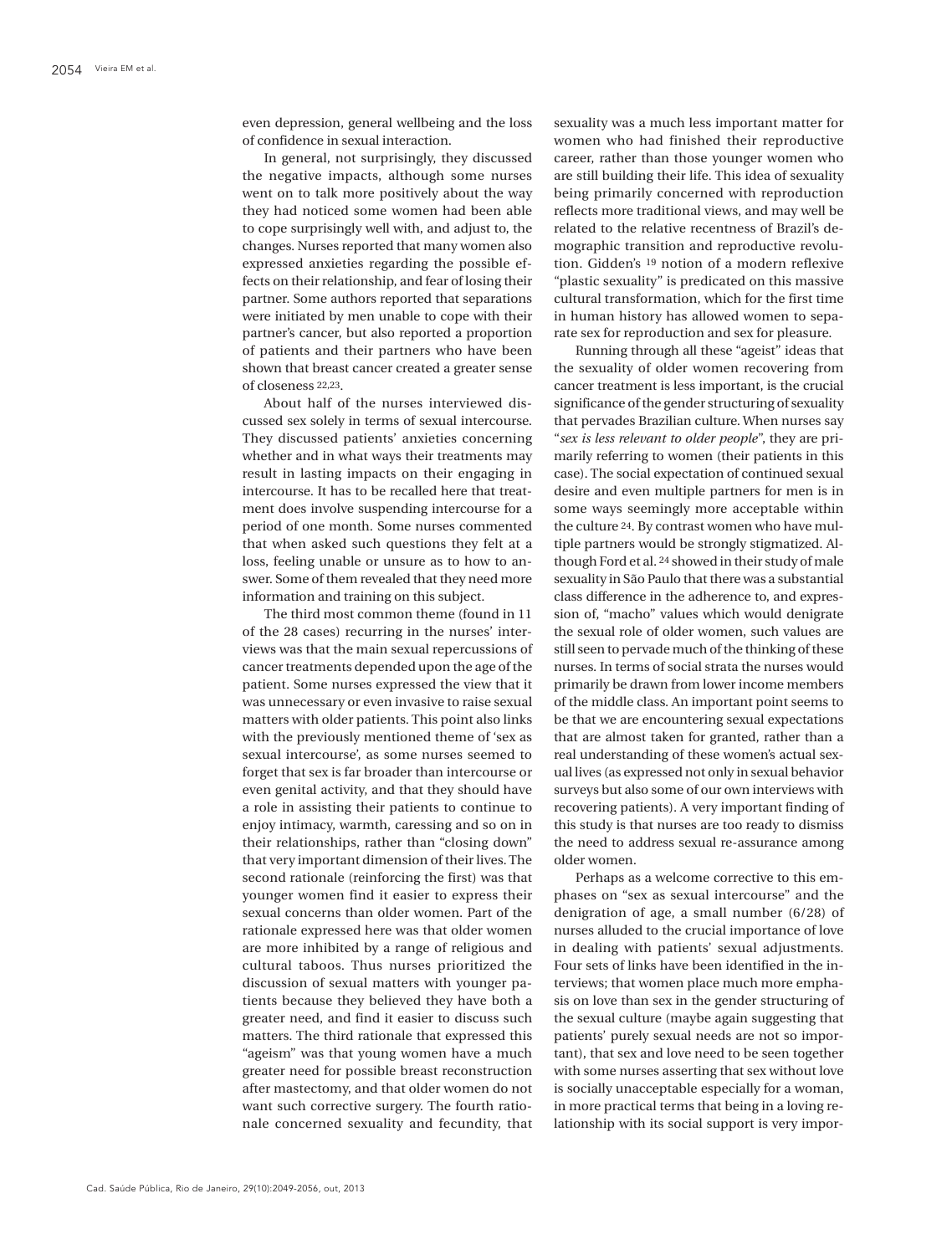even depression, general wellbeing and the loss of confidence in sexual interaction.

In general, not surprisingly, they discussed the negative impacts, although some nurses went on to talk more positively about the way they had noticed some women had been able to cope surprisingly well with, and adjust to, the changes. Nurses reported that many women also expressed anxieties regarding the possible effects on their relationship, and fear of losing their partner. Some authors reported that separations were initiated by men unable to cope with their partner's cancer, but also reported a proportion of patients and their partners who have been shown that breast cancer created a greater sense of closeness [22,23].

About half of the nurses interviewed discussed sex solely in terms of sexual intercourse. They discussed patients' anxieties concerning whether and in what ways their treatments may result in lasting impacts on their engaging in intercourse. It has to be recalled here that treatment does involve suspending intercourse for a period of one month. Some nurses commented that when asked such questions they felt at a loss, feeling unable or unsure as to how to answer. Some of them revealed that they need more information and training on this subject.

The third most common theme (found in 11 of the 28 cases) recurring in the nurses' interviews was that the main sexual repercussions of cancer treatments depended upon the age of the patient. Some nurses expressed the view that it was unnecessary or even invasive to raise sexual matters with older patients. This point also links with the previously mentioned theme of 'sex as sexual intercourse', as some nurses seemed to forget that sex is far broader than intercourse or even genital activity, and that they should have a role in assisting their patients to continue to enjoy intimacy, warmth, caressing and so on in their relationships, rather than "closing down" that very important dimension of their lives. The second rationale (reinforcing the first) was that younger women find it easier to express their sexual concerns than older women. Part of the rationale expressed here was that older women are more inhibited by a range of religious and cultural taboos. Thus nurses prioritized the discussion of sexual matters with younger patients because they believed they have both a greater need, and find it easier to discuss such matters. The third rationale that expressed this "ageism" was that young women have a much greater need for possible breast reconstruction after mastectomy, and that older women do not want such corrective surgery. The fourth rationale concerned sexuality and fecundity, that sexuality was a much less important matter for women who had finished their reproductive career, rather than those younger women who are still building their life. This idea of sexuality being primarily concerned with reproduction reflects more traditional views, and may well be related to the relative recentness of Brazil's demographic transition and reproductive revolution. Gidden's [19] notion of a modern reflexive "plastic sexuality" is predicated on this massive cultural transformation, which for the first time in human history has allowed women to separate sex for reproduction and sex for pleasure.

Running through all these "ageist" ideas that the sexuality of older women recovering from cancer treatment is less important, is the crucial significance of the gender structuring of sexuality that pervades Brazilian culture. When nurses say "*sex is less relevant to older people*", they are primarily referring to women (their patients in this case). The social expectation of continued sexual desire and even multiple partners for men is in some ways seemingly more acceptable within the culture [24]. By contrast women who have multiple partners would be strongly stigmatized. Although Ford et al. [24] showed in their study of male sexuality in São Paulo that there was a substantial class difference in the adherence to, and expression of, "macho" values which would denigrate the sexual role of older women, such values are still seen to pervade much of the thinking of these nurses. In terms of social strata the nurses would primarily be drawn from lower income members of the middle class. An important point seems to be that we are encountering sexual expectations that are almost taken for granted, rather than a real understanding of these women's actual sexual lives (as expressed not only in sexual behavior surveys but also some of our own interviews with recovering patients). A very important finding of this study is that nurses are too ready to dismiss the need to address sexual re-assurance among older women.

Perhaps as a welcome corrective to this emphases on "sex as sexual intercourse" and the denigration of age, a small number (6/28) of nurses alluded to the crucial importance of love in dealing with patients' sexual adjustments. Four sets of links have been identified in the interviews; that women place much more emphasis on love than sex in the gender structuring of the sexual culture (maybe again suggesting that patients' purely sexual needs are not so important), that sex and love need to be seen together with some nurses asserting that sex without love is socially unacceptable especially for a woman, in more practical terms that being in a loving relationship with its social support is very impor-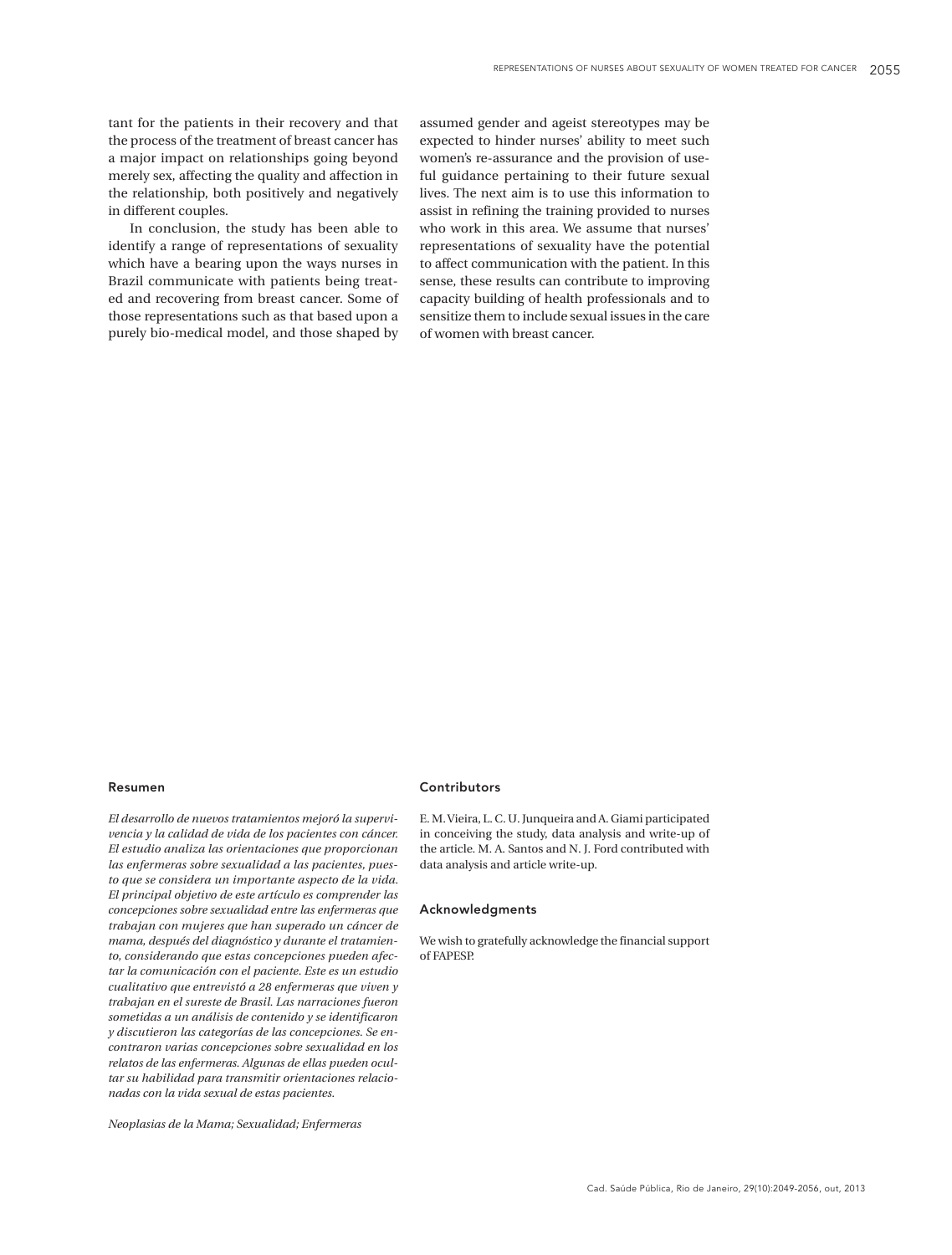tant for the patients in their recovery and that the process of the treatment of breast cancer has a major impact on relationships going beyond merely sex, affecting the quality and affection in the relationship, both positively and negatively in different couples.

In conclusion, the study has been able to identify a range of representations of sexuality which have a bearing upon the ways nurses in Brazil communicate with patients being treated and recovering from breast cancer. Some of those representations such as that based upon a purely bio-medical model, and those shaped by assumed gender and ageist stereotypes may be expected to hinder nurses' ability to meet such women's re-assurance and the provision of useful guidance pertaining to their future sexual lives. The next aim is to use this information to assist in refining the training provided to nurses who work in this area. We assume that nurses' representations of sexuality have the potential to affect communication with the patient. In this sense, these results can contribute to improving capacity building of health professionals and to sensitize them to include sexual issues in the care of women with breast cancer.

## Resumen

*El desarrollo de nuevos tratamientos mejoró la supervivencia y la calidad de vida de los pacientes con cáncer. El estudio analiza las orientaciones que proporcionan las enfermeras sobre sexualidad a las pacientes, puesto que se considera un importante aspecto de la vida. El principal objetivo de este artículo es comprender las concepciones sobre sexualidad entre las enfermeras que trabajan con mujeres que han superado un cáncer de mama, después del diagnóstico y durante el tratamiento, considerando que estas concepciones pueden afectar la comunicación con el paciente. Este es un estudio cualitativo que entrevistó a 28 enfermeras que viven y trabajan en el sureste de Brasil. Las narraciones fueron sometidas a un análisis de contenido y se identificaron y discutieron las categorías de las concepciones. Se encontraron varias concepciones sobre sexualidad en los relatos de las enfermeras. Algunas de ellas pueden ocultar su habilidad para transmitir orientaciones relacionadas con la vida sexual de estas pacientes.*

*Neoplasias de la Mama; Sexualidad; Enfermeras*

## Contributors

E. M. Vieira, L. C. U. Junqueira and A. Giami participated in conceiving the study, data analysis and write-up of the article. M. A. Santos and N. J. Ford contributed with data analysis and article write-up.

## Acknowledgments

We wish to gratefully acknowledge the financial support of FAPESP.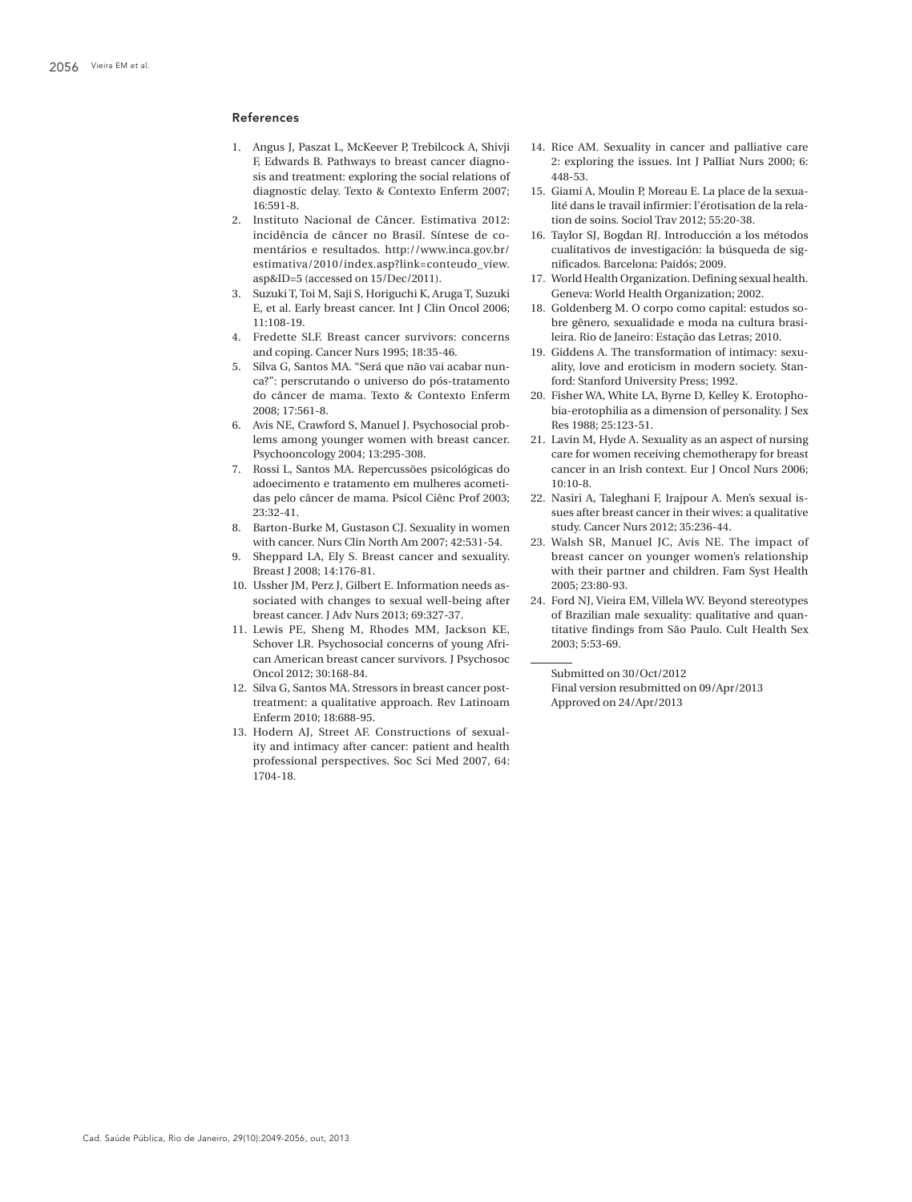## References

1. Angus J, Paszat L, McKeever P, Trebilcock A, Shivji F, Edwards B. Pathways to breast cancer diagnosis and treatment: exploring the social relations of diagnostic delay. Texto & Contexto Enferm 2007; 16:591-8.
2. Instituto Nacional de Câncer. Estimativa 2012: incidência de câncer no Brasil. Síntese de comentários e resultados. http://www.inca.gov.br/estimativa/2010/index.asp?link=conteudo_view.asp&ID=5 (accessed on 15/Dec/2011).
3. Suzuki T, Toi M, Saji S, Horiguchi K, Aruga T, Suzuki E, et al. Early breast cancer. Int J Clin Oncol 2006; 11:108-19.
4. Fredette SLF. Breast cancer survivors: concerns and coping. Cancer Nurs 1995; 18:35-46.
5. Silva G, Santos MA. "Será que não vai acabar nunca?": perscrutando o universo do pós-tratamento do câncer de mama. Texto & Contexto Enferm 2008; 17:561-8.
6. Avis NE, Crawford S, Manuel J. Psychosocial problems among younger women with breast cancer. Psychooncology 2004; 13:295-308.
7. Rossi L, Santos MA. Repercussões psicológicas do adoecimento e tratamento em mulheres acometidas pelo câncer de mama. Psicol Ciênc Prof 2003; 23:32-41.
8. Barton-Burke M, Gustason CJ. Sexuality in women with cancer. Nurs Clin North Am 2007; 42:531-54.
9. Sheppard LA, Ely S. Breast cancer and sexuality. Breast J 2008; 14:176-81.
10. Ussher JM, Perz J, Gilbert E. Information needs associated with changes to sexual well-being after breast cancer. J Adv Nurs 2013; 69:327-37.
11. Lewis PE, Sheng M, Rhodes MM, Jackson KE, Schover LR. Psychosocial concerns of young African American breast cancer survivors. J Psychosoc Oncol 2012; 30:168-84.
12. Silva G, Santos MA. Stressors in breast cancer post-treatment: a qualitative approach. Rev Latinoam Enferm 2010; 18:688-95.
13. Hodern AJ, Street AF. Constructions of sexuality and intimacy after cancer: patient and health professional perspectives. Soc Sci Med 2007, 64: 1704-18.
14. Rice AM. Sexuality in cancer and palliative care 2: exploring the issues. Int J Palliat Nurs 2000; 6: 448-53.
15. Giami A, Moulin P, Moreau E. La place de la sexualité dans le travail infirmier: l'érotisation de la relation de soins. Sociol Trav 2012; 55:20-38.
16. Taylor SJ, Bogdan RJ. Introducción a los métodos cualitativos de investigación: la búsqueda de significados. Barcelona: Paidós; 2009.
17. World Health Organization. Defining sexual health. Geneva: World Health Organization; 2002.
18. Goldenberg M. O corpo como capital: estudos sobre gênero, sexualidade e moda na cultura brasileira. Rio de Janeiro: Estação das Letras; 2010.
19. Giddens A. The transformation of intimacy: sexuality, love and eroticism in modern society. Stanford: Stanford University Press; 1992.
20. Fisher WA, White LA, Byrne D, Kelley K. Erotophobia-erotophilia as a dimension of personality. J Sex Res 1988; 25:123-51.
21. Lavin M, Hyde A. Sexuality as an aspect of nursing care for women receiving chemotherapy for breast cancer in an Irish context. Eur J Oncol Nurs 2006; 10:10-8.
22. Nasiri A, Taleghani F, Irajpour A. Men's sexual issues after breast cancer in their wives: a qualitative study. Cancer Nurs 2012; 35:236-44.
23. Walsh SR, Manuel JC, Avis NE. The impact of breast cancer on younger women's relationship with their partner and children. Fam Syst Health 2005; 23:80-93.
24. Ford NJ, Vieira EM, Villela WV. Beyond stereotypes of Brazilian male sexuality: qualitative and quantitative findings from São Paulo. Cult Health Sex 2003; 5:53-69.

---

Submitted on 30/Oct/2012
Final version resubmitted on 09/Apr/2013
Approved on 24/Apr/2013